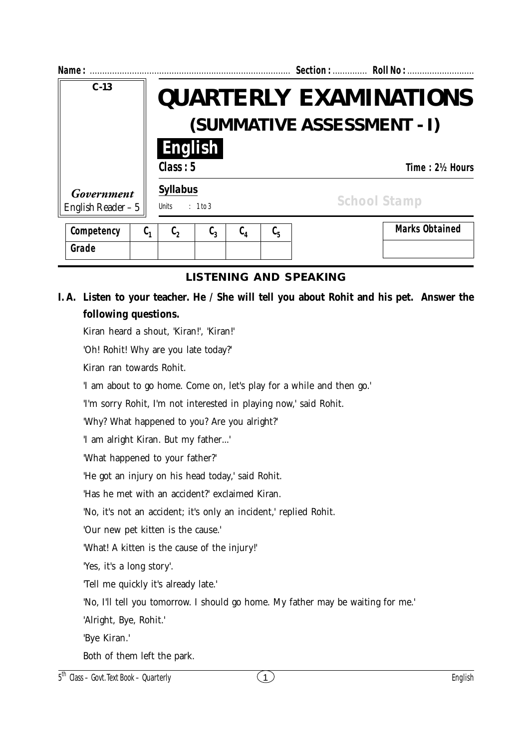**Name :** ................................................................................ **Section :** ............. **Roll No :** ...........................

| C-13 |
|---|
| *Government* English Reader – 5 |

# QUARTERLY EXAMINATIONS
## (SUMMATIVE ASSESSMENT - I)

**English**

**Class : 5** **Time : 2½ Hours**

**Syllabus**

Units : 1 to 3

School Stamp

| Competency | $C_1$ | $C_2$ | $C_3$ | $C_4$ | $C_5$ |
|---|---|---|---|---|---|
| Grade | | | | | |

| Marks Obtained |
|---|
| |

### LISTENING AND SPEAKING

**I. A. Listen to your teacher. He / She will tell you about Rohit and his pet. Answer the following questions.**

Kiran heard a shout, 'Kiran!', 'Kiran!'

'Oh! Rohit! Why are you late today?'

Kiran ran towards Rohit.

'I am about to go home. Come on, let's play for a while and then go.'

'I'm sorry Rohit, I'm not interested in playing now,' said Rohit.

'Why? What happened to you? Are you alright?'

'I am alright Kiran. But my father...'

'What happened to your father?'

'He got an injury on his head today,' said Rohit.

'Has he met with an accident?' exclaimed Kiran.

'No, it's not an accident; it's only an incident,' replied Rohit.

'Our new pet kitten is the cause.'

'What! A kitten is the cause of the injury!'

'Yes, it's a long story'.

'Tell me quickly it's already late.'

'No, I'll tell you tomorrow. I should go home. My father may be waiting for me.'

'Alright, Bye, Rohit.'

'Bye Kiran.'

Both of them left the park.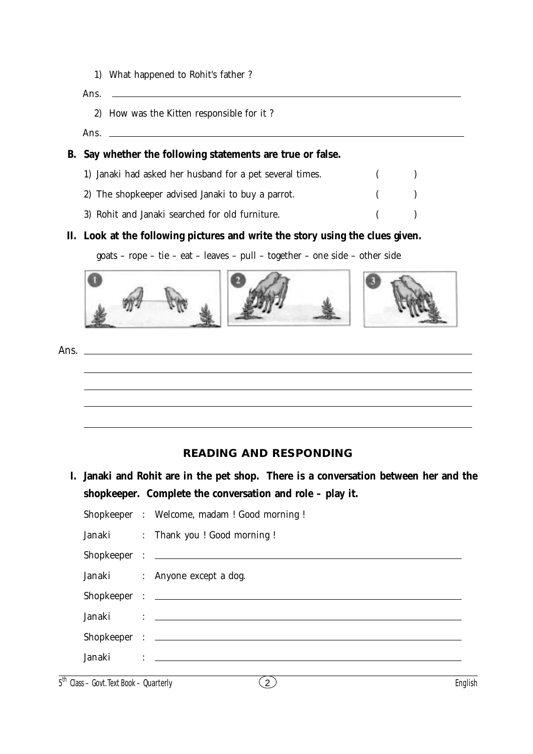1) What happened to Rohit's father ?

Ans. ______________________________________________

2) How was the Kitten responsible for it ?

Ans. ______________________________________________

**B. Say whether the following statements are true or false.**

1) Janaki had asked her husband for a pet several times. ( )

2) The shopkeeper advised Janaki to buy a parrot. ( )

3) Rohit and Janaki searched for old furniture. ( )

**II. Look at the following pictures and write the story using the clues given.**

goats – rope – tie – eat – leaves – pull – together – one side – other side

Ans. ______________________________________________

______________________________________________

______________________________________________

______________________________________________

______________________________________________

## READING AND RESPONDING

**I. Janaki and Rohit are in the pet shop. There is a conversation between her and the shopkeeper. Complete the conversation and role – play it.**

Shopkeeper : Welcome, madam ! Good morning !

Janaki : Thank you ! Good morning !

Shopkeeper : ______________________________________________

Janaki : Anyone except a dog.

Shopkeeper : ______________________________________________

Janaki : ______________________________________________

Shopkeeper : ______________________________________________

Janaki : ______________________________________________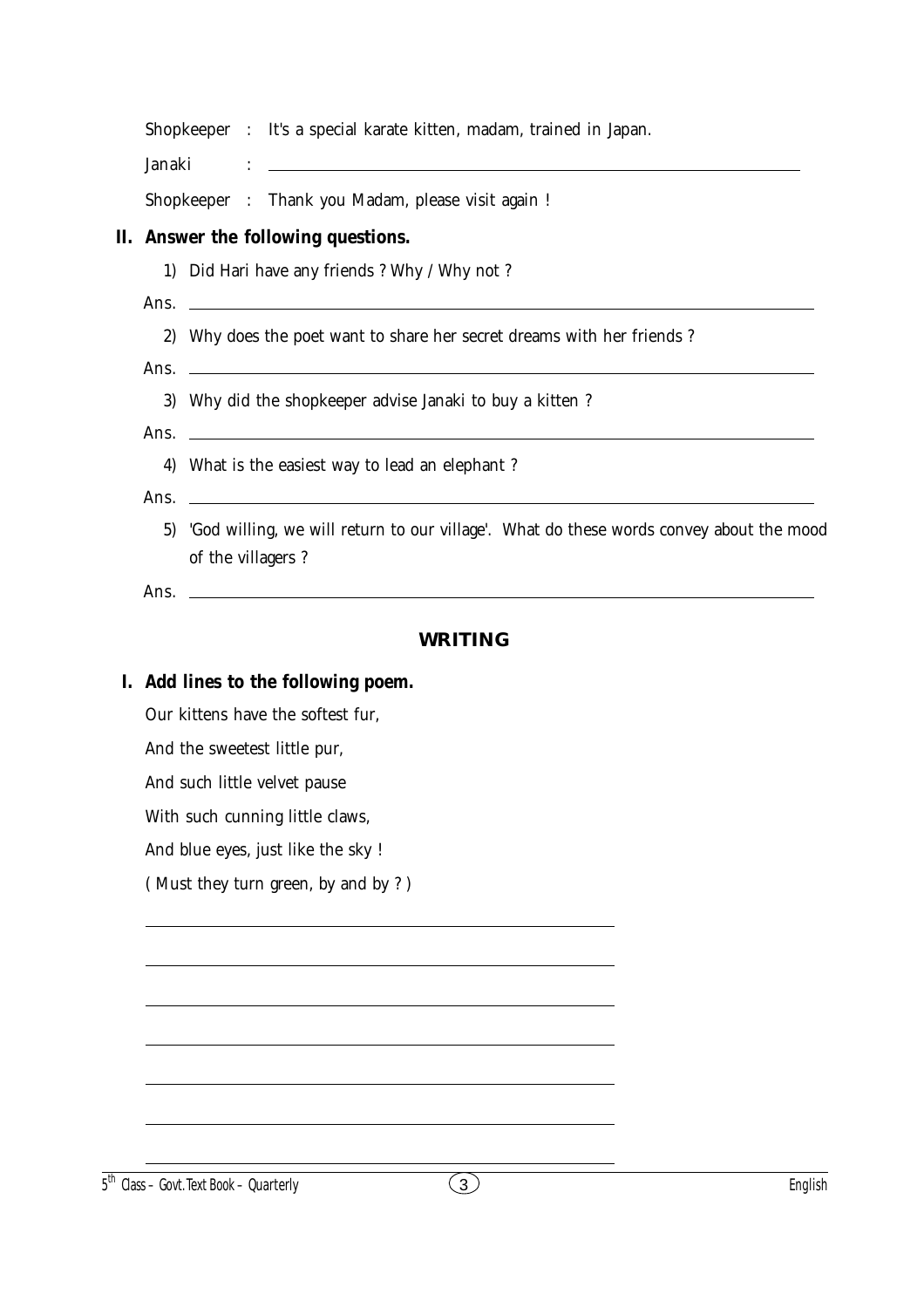Shopkeeper : It's a special karate kitten, madam, trained in Japan.

Janaki : ______________________________________________

Shopkeeper : Thank you Madam, please visit again !

**II. Answer the following questions.**

1) Did Hari have any friends ? Why / Why not ?

Ans. ______________________________________________

2) Why does the poet want to share her secret dreams with her friends ?

Ans. ______________________________________________

3) Why did the shopkeeper advise Janaki to buy a kitten ?

Ans. ______________________________________________

4) What is the easiest way to lead an elephant ?

Ans. ______________________________________________

5) 'God willing, we will return to our village'. What do these words convey about the mood of the villagers ?

Ans. ______________________________________________

## WRITING

**I. Add lines to the following poem.**

Our kittens have the softest fur,

And the sweetest little pur,

And such little velvet pause

With such cunning little claws,

And blue eyes, just like the sky !

( Must they turn green, by and by ? )

______________________________________________

______________________________________________

______________________________________________

______________________________________________

______________________________________________

______________________________________________

______________________________________________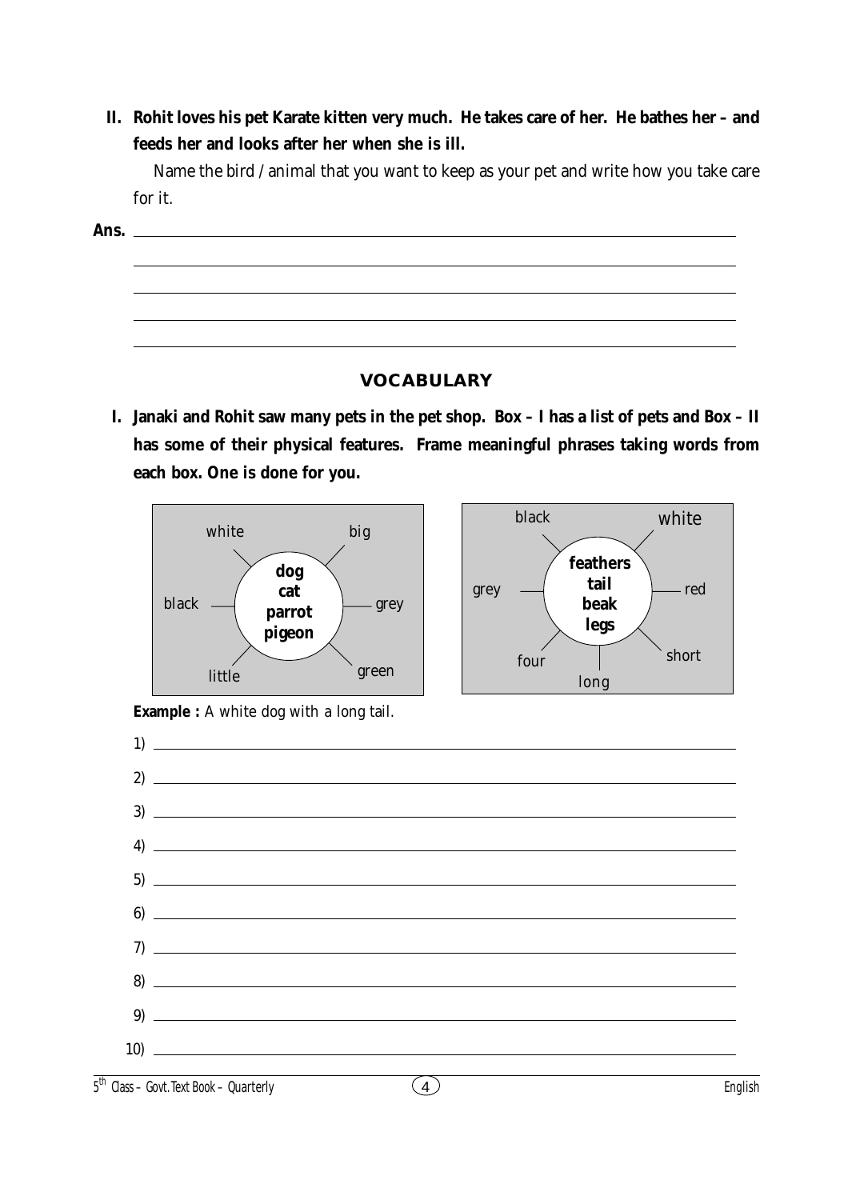**II. Rohit loves his pet Karate kitten very much. He takes care of her. He bathes her – and feeds her and looks after her when she is ill.**

Name the bird / animal that you want to keep as your pet and write how you take care for it.

**Ans.** ______________________________________________

______________________________________________

______________________________________________

______________________________________________

______________________________________________

## VOCABULARY

**I. Janaki and Rohit saw many pets in the pet shop. Box – I has a list of pets and Box – II has some of their physical features. Frame meaningful phrases taking words from each box. One is done for you.**

Box – I: **dog, cat, parrot, pigeon** — white, big, grey, green, little, black

Box – II: **feathers, tail, beak, legs** — black, white, red, short, long, four, grey

**Example :** A white dog with a long tail.

1) ______________________________________________

2) ______________________________________________

3) ______________________________________________

4) ______________________________________________

5) ______________________________________________

6) ______________________________________________

7) ______________________________________________

8) ______________________________________________

9) ______________________________________________

10) ______________________________________________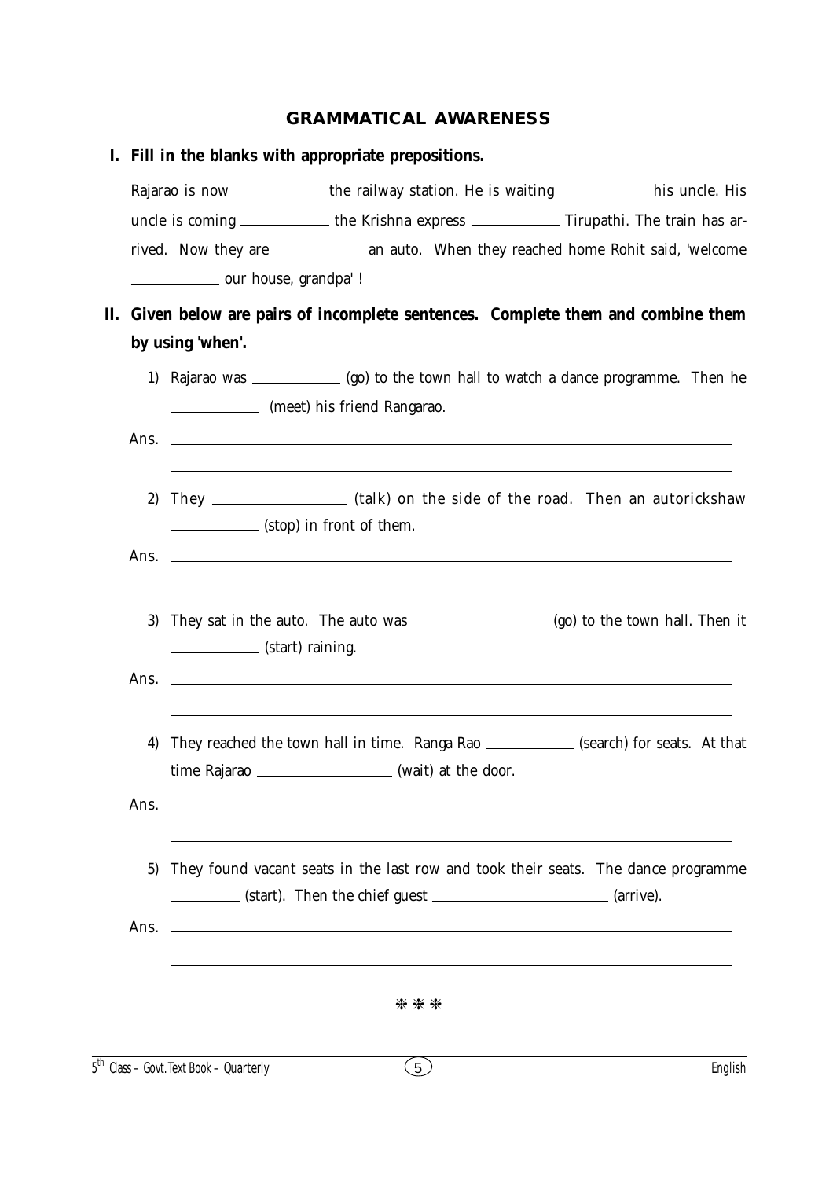## GRAMMATICAL AWARENESS

**I. Fill in the blanks with appropriate prepositions.**

Rajarao is now ___________ the railway station. He is waiting ___________ his uncle. His uncle is coming ___________ the Krishna express ___________ Tirupathi. The train has arrived. Now they are ___________ an auto. When they reached home Rohit said, 'welcome ___________ our house, grandpa' !

**II. Given below are pairs of incomplete sentences. Complete them and combine them by using 'when'.**

1) Rajarao was ___________ (go) to the town hall to watch a dance programme. Then he ___________ (meet) his friend Rangarao.

Ans. ______________________________________________

______________________________________________

2) They _______________ (talk) on the side of the road. Then an autorickshaw ___________ (stop) in front of them.

Ans. ______________________________________________

______________________________________________

3) They sat in the auto. The auto was _______________ (go) to the town hall. Then it ___________ (start) raining.

Ans. ______________________________________________

______________________________________________

4) They reached the town hall in time. Ranga Rao ___________ (search) for seats. At that time Rajarao _______________ (wait) at the door.

Ans. ______________________________________________

______________________________________________

5) They found vacant seats in the last row and took their seats. The dance programme _________ (start). Then the chief guest ____________________ (arrive).

Ans. ______________________________________________

______________________________________________

❋ ❋ ❋